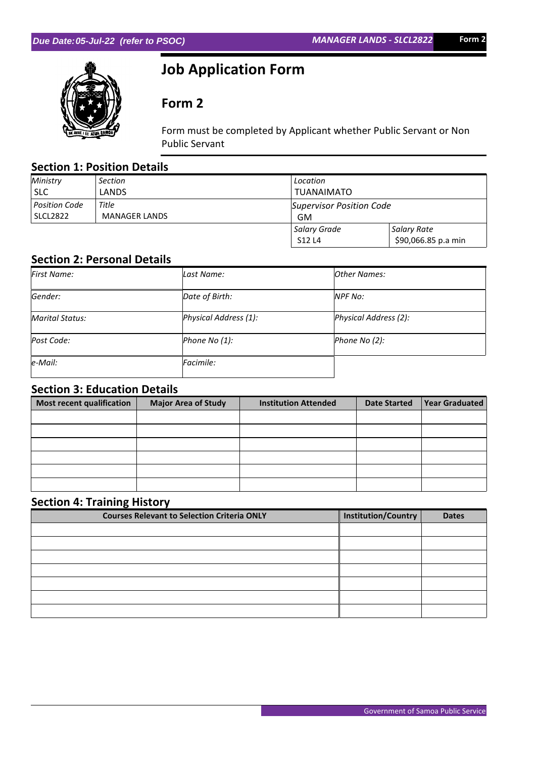Due Date: 05-Jul-22 (refer to PSOC) | MANAGER LANDS - SLCL2822 | Form 2

# Job Application Form

## Form 2

Form must be completed by Applicant whether Public Servant or Non Public Servant

## Section 1: Position Details

| *Ministry* | *Section* | *Location* | |
|---|---|---|---|
| SLC | LANDS | TUAIMATO | |
| *Position Code* | *Title* | *Supervisor Position Code* | |
| SLCL2822 | MANAGER LANDS | GM | |
| | | *Salary Grade* | *Salary Rate* |
| | | S12 L4 | $90,066.85 p.a min |

## Section 2: Personal Details

| | | |
|---|---|---|
| *First Name:* | *Last Name:* | *Other Names:* |
| *Gender:* | *Date of Birth:* | *NPF No:* |
| *Marital Status:* | *Physical Address (1):* | *Physical Address (2):* |
| *Post Code:* | *Phone No (1):* | *Phone No (2):* |
| *e-Mail:* | *Facimile:* | |

## Section 3: Education Details

| Most recent qualification | Major Area of Study | Institution Attended | Date Started | Year Graduated |
|---|---|---|---|---|
| | | | | |
| | | | | |
| | | | | |
| | | | | |
| | | | | |
| | | | | |

## Section 4: Training History

| Courses Relevant to Selection Criteria ONLY | Institution/Country | Dates |
|---|---|---|
| | | |
| | | |
| | | |
| | | |
| | | |
| | | |
| | | |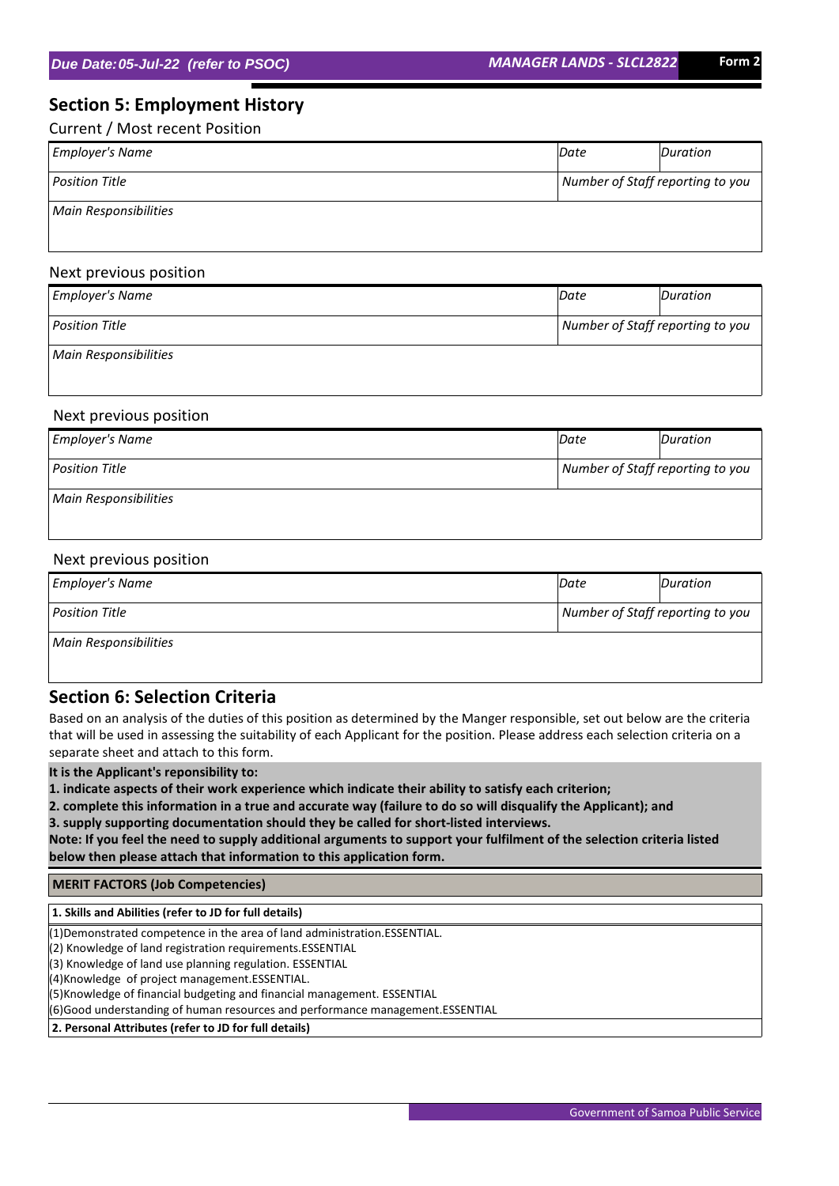## Section 5: Employment History

Current / Most recent Position

| *Employer's Name* | *Date* | *Duration* |
|---|---|---|
| *Position Title* | *Number of Staff reporting to you* | |
| *Main Responsibilities* | | |

Next previous position

| *Employer's Name* | *Date* | *Duration* |
|---|---|---|
| *Position Title* | *Number of Staff reporting to you* | |
| *Main Responsibilities* | | |

Next previous position

| *Employer's Name* | *Date* | *Duration* |
|---|---|---|
| *Position Title* | *Number of Staff reporting to you* | |
| *Main Responsibilities* | | |

Next previous position

| *Employer's Name* | *Date* | *Duration* |
|---|---|---|
| *Position Title* | *Number of Staff reporting to you* | |
| *Main Responsibilities* | | |

## Section 6: Selection Criteria

Based on an analysis of the duties of this position as determined by the Manger responsible, set out below are the criteria that will be used in assessing the suitability of each Applicant for the position. Please address each selection criteria on a separate sheet and attach to this form.

**It is the Applicant's reponsibility to:**

**1. indicate aspects of their work experience which indicate their ability to satisfy each criterion;**

**2. complete this information in a true and accurate way (failure to do so will disqualify the Applicant); and**

**3. supply supporting documentation should they be called for short-listed interviews.**

**Note: If you feel the need to supply additional arguments to support your fulfilment of the selection criteria listed below then please attach that information to this application form.**

**MERIT FACTORS (Job Competencies)**

**1. Skills and Abilities (refer to JD for full details)**

(1)Demonstrated competence in the area of land administration.ESSENTIAL.
(2) Knowledge of land registration requirements.ESSENTIAL
(3) Knowledge of land use planning regulation. ESSENTIAL
(4)Knowledge of project management.ESSENTIAL.
(5)Knowledge of financial budgeting and financial management. ESSENTIAL
(6)Good understanding of human resources and performance management.ESSENTIAL

**2. Personal Attributes (refer to JD for full details)**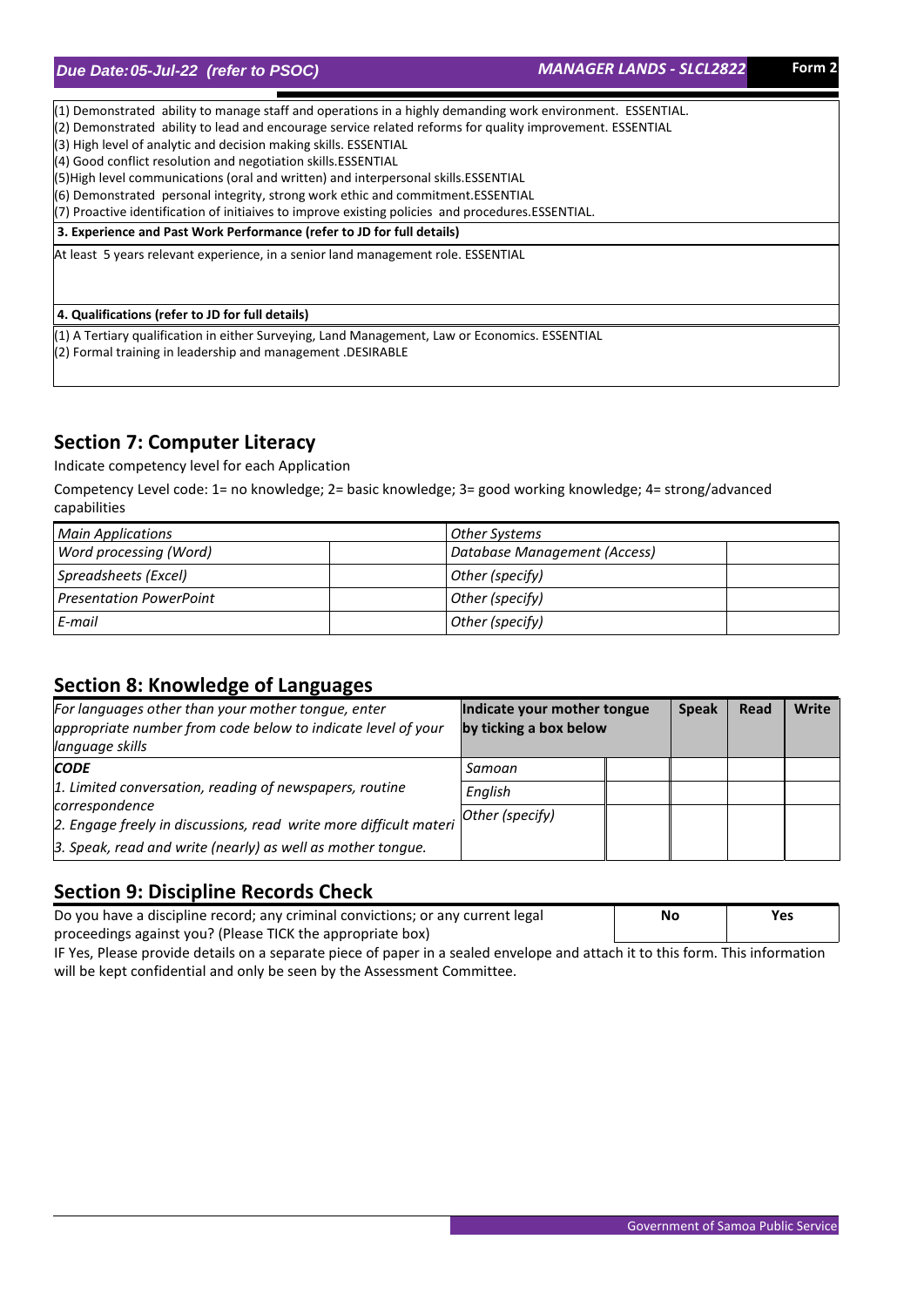(1) Demonstrated ability to manage staff and operations in a highly demanding work environment. ESSENTIAL.
(2) Demonstrated ability to lead and encourage service related reforms for quality improvement. ESSENTIAL
(3) High level of analytic and decision making skills. ESSENTIAL
(4) Good conflict resolution and negotiation skills.ESSENTIAL
(5)High level communications (oral and written) and interpersonal skills.ESSENTIAL
(6) Demonstrated personal integrity, strong work ethic and commitment.ESSENTIAL
(7) Proactive identification of initiaives to improve existing policies and procedures.ESSENTIAL.

**3. Experience and Past Work Performance (refer to JD for full details)**

At least 5 years relevant experience, in a senior land management role. ESSENTIAL

**4. Qualifications (refer to JD for full details)**

(1) A Tertiary qualification in either Surveying, Land Management, Law or Economics. ESSENTIAL
(2) Formal training in leadership and management .DESIRABLE

## Section 7: Computer Literacy

Indicate competency level for each Application

Competency Level code: 1= no knowledge; 2= basic knowledge; 3= good working knowledge; 4= strong/advanced capabilities

| *Main Applications* | | *Other Systems* | |
|---|---|---|---|
| *Word processing (Word)* | | *Database Management (Access)* | |
| *Spreadsheets (Excel)* | | *Other (specify)* | |
| *Presentation PowerPoint* | | *Other (specify)* | |
| *E-mail* | | *Other (specify)* | |

## Section 8: Knowledge of Languages

*For languages other than your mother tongue, enter appropriate number from code below to indicate level of your language skills*

***CODE***

*1. Limited conversation, reading of newspapers, routine correspondence*
*2. Engage freely in discussions, read write more difficult materi*
*3. Speak, read and write (nearly) as well as mother tongue.*

| **Indicate your mother tongue by ticking a box below** | | **Speak** | **Read** | **Write** |
|---|---|---|---|---|
| *Samoan* | | | | |
| *English* | | | | |
| *Other (specify)* | | | | |

## Section 9: Discipline Records Check

| Do you have a discipline record; any criminal convictions; or any current legal proceedings against you? (Please TICK the appropriate box) | **No** | **Yes** |
|---|---|---|

IF Yes, Please provide details on a separate piece of paper in a sealed envelope and attach it to this form. This information will be kept confidential and only be seen by the Assessment Committee.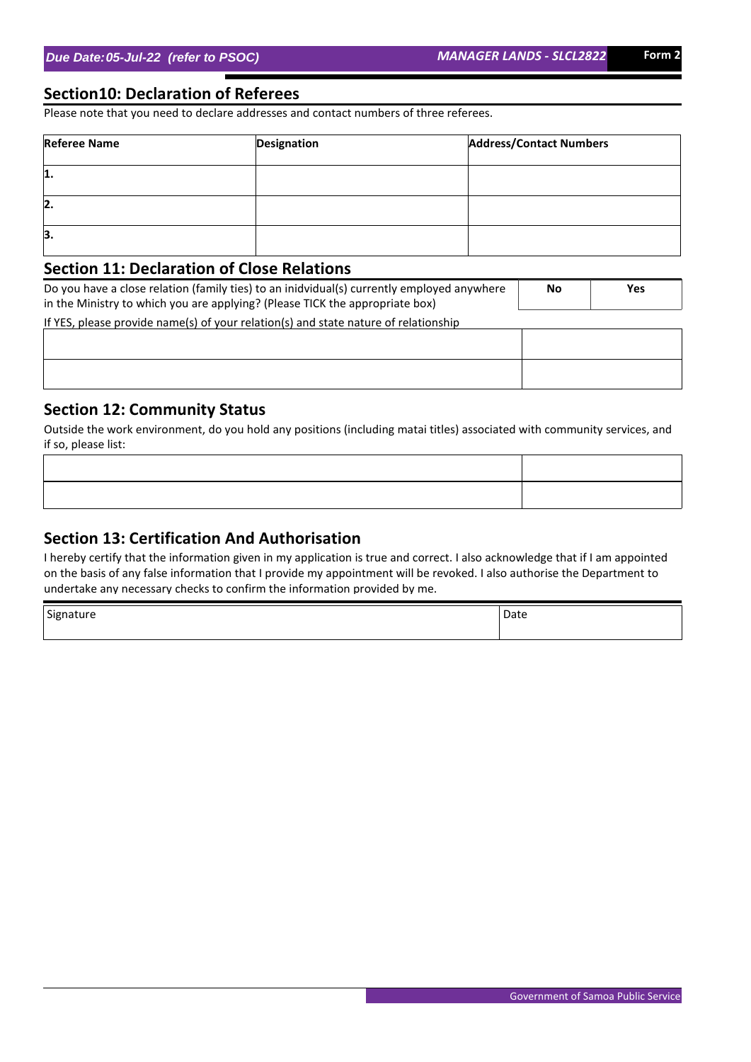## Section10: Declaration of Referees

Please note that you need to declare addresses and contact numbers of three referees.

| Referee Name | Designation | Address/Contact Numbers |
|---|---|---|
| 1. | | |
| 2. | | |
| 3. | | |

## Section 11: Declaration of Close Relations

| Do you have a close relation (family ties) to an inidvidual(s) currently employed anywhere in the Ministry to which you are applying? (Please TICK the appropriate box) | No | Yes |
|---|---|---|

If YES, please provide name(s) of your relation(s) and state nature of relationship

| | |
|---|---|
| | |
| | |

## Section 12: Community Status

Outside the work environment, do you hold any positions (including matai titles) associated with community services, and if so, please list:

| | |
|---|---|
| | |
| | |

## Section 13: Certification And Authorisation

I hereby certify that the information given in my application is true and correct. I also acknowledge that if I am appointed on the basis of any false information that I provide my appointment will be revoked. I also authorise the Department to undertake any necessary checks to confirm the information provided by me.

| Signature | Date |
|---|---|
| | |